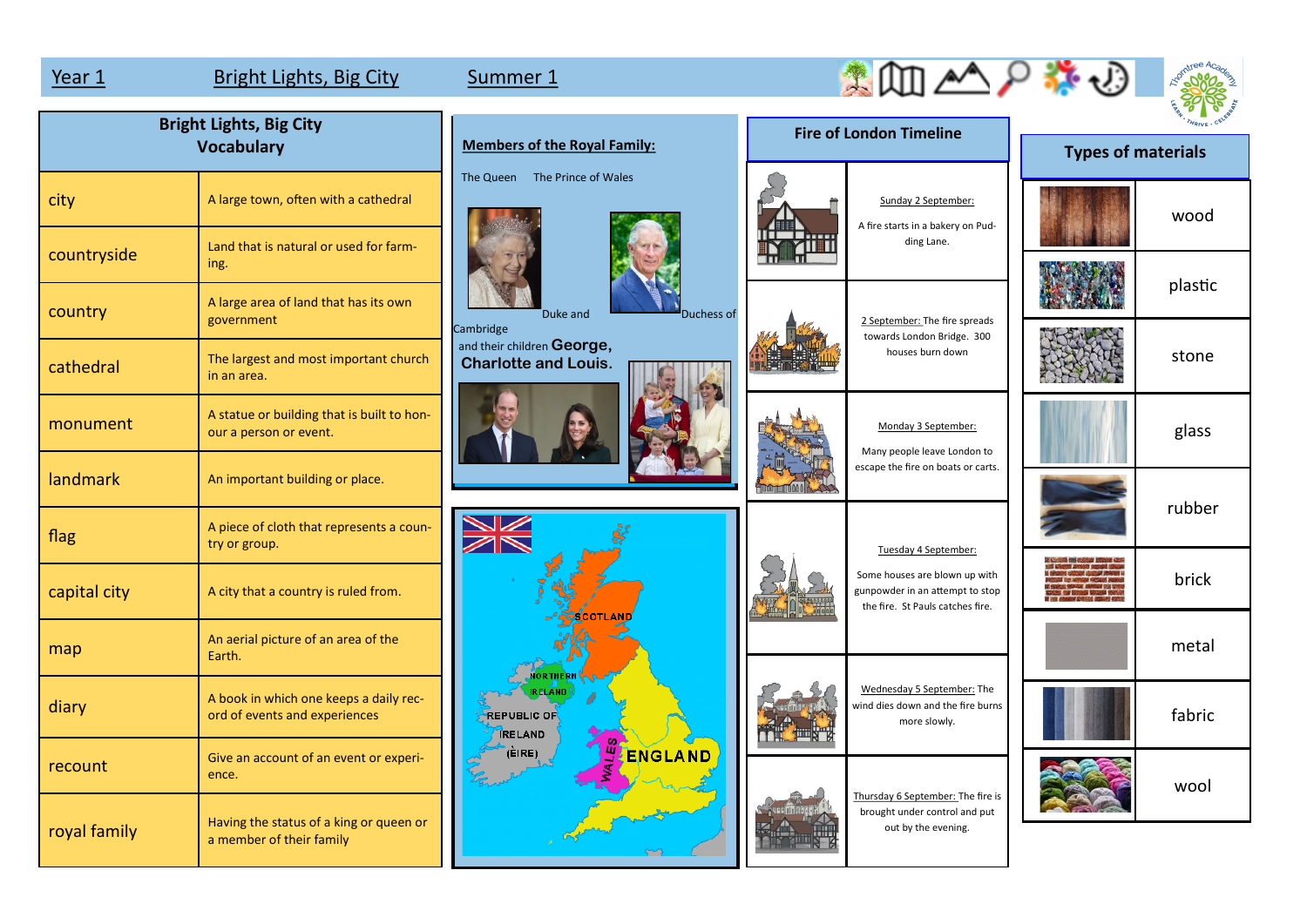Year 1 | Bright Lights, Big City | Summer 1

## Bright Lights, Big City Vocabulary

| Word | Meaning |
| --- | --- |
| city | A large town, often with a cathedral |
| countryside | Land that is natural or used for farming. |
| country | A large area of land that has its own government |
| cathedral | The largest and most important church in an area. |
| monument | A statue or building that is built to honour a person or event. |
| landmark | An important building or place. |
| flag | A piece of cloth that represents a country or group. |
| capital city | A city that a country is ruled from. |
| map | An aerial picture of an area of the Earth. |
| diary | A book in which one keeps a daily record of events and experiences |
| recount | Give an account of an event or experience. |
| royal family | Having the status of a king or queen or a member of their family |

## Members of the Royal Family:

The Queen   The Prince of Wales

Duke and Duchess of Cambridge and their children **George, Charlotte and Louis.**

SCOTLAND, NORTHERN IRELAND, REPUBLIC OF IRELAND (EIRE), WALES, ENGLAND

## Fire of London Timeline

| Date | Event |
| --- | --- |
| Sunday 2 September: | A fire starts in a bakery on Pudding Lane. |
| 2 September: | The fire spreads towards London Bridge. 300 houses burn down |
| Monday 3 September: | Many people leave London to escape the fire on boats or carts. |
| Tuesday 4 September: | Some houses are blown up with gunpowder in an attempt to stop the fire. St Pauls catches fire. |
| Wednesday 5 September: | The wind dies down and the fire burns more slowly. |
| Thursday 6 September: | The fire is brought under control and put out by the evening. |

## Types of materials

- wood
- plastic
- stone
- glass
- rubber
- brick
- metal
- fabric
- wool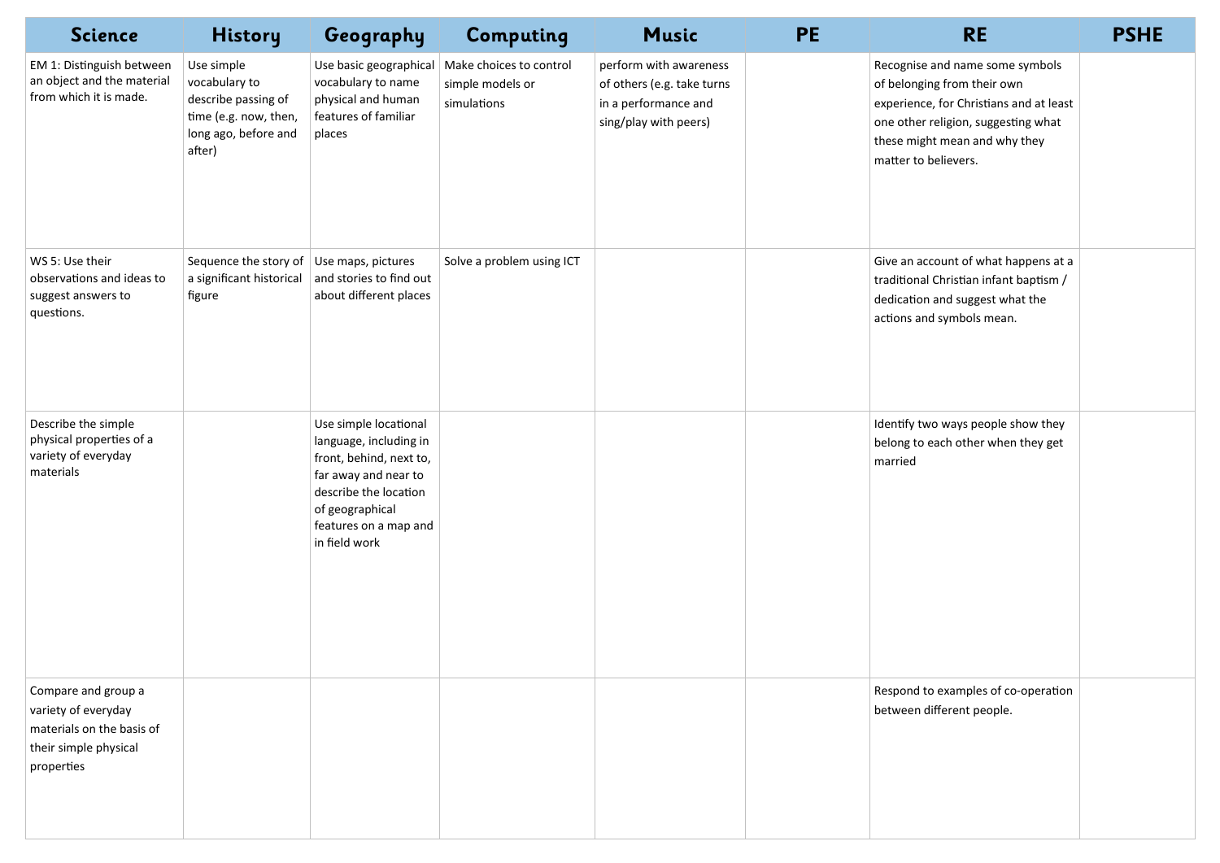| Science | History | Geography | Computing | Music | PE | RE | PSHE |
|---|---|---|---|---|---|---|---|
| EM 1: Distinguish between an object and the material from which it is made. | Use simple vocabulary to describe passing of time (e.g. now, then, long ago, before and after) | Use basic geographical vocabulary to name physical and human features of familiar places | Make choices to control simple models or simulations | perform with awareness of others (e.g. take turns in a performance and sing/play with peers) | | Recognise and name some symbols of belonging from their own experience, for Christians and at least one other religion, suggesting what these might mean and why they matter to believers. | |
| WS 5: Use their observations and ideas to suggest answers to questions. | Sequence the story of a significant historical figure | Use maps, pictures and stories to find out about different places | Solve a problem using ICT | | | Give an account of what happens at a traditional Christian infant baptism / dedication and suggest what the actions and symbols mean. | |
| Describe the simple physical properties of a variety of everyday materials | | Use simple locational language, including in front, behind, next to, far away and near to describe the location of geographical features on a map and in field work | | | | Identify two ways people show they belong to each other when they get married | |
| Compare and group a variety of everyday materials on the basis of their simple physical properties | | | | | | Respond to examples of co-operation between different people. | |